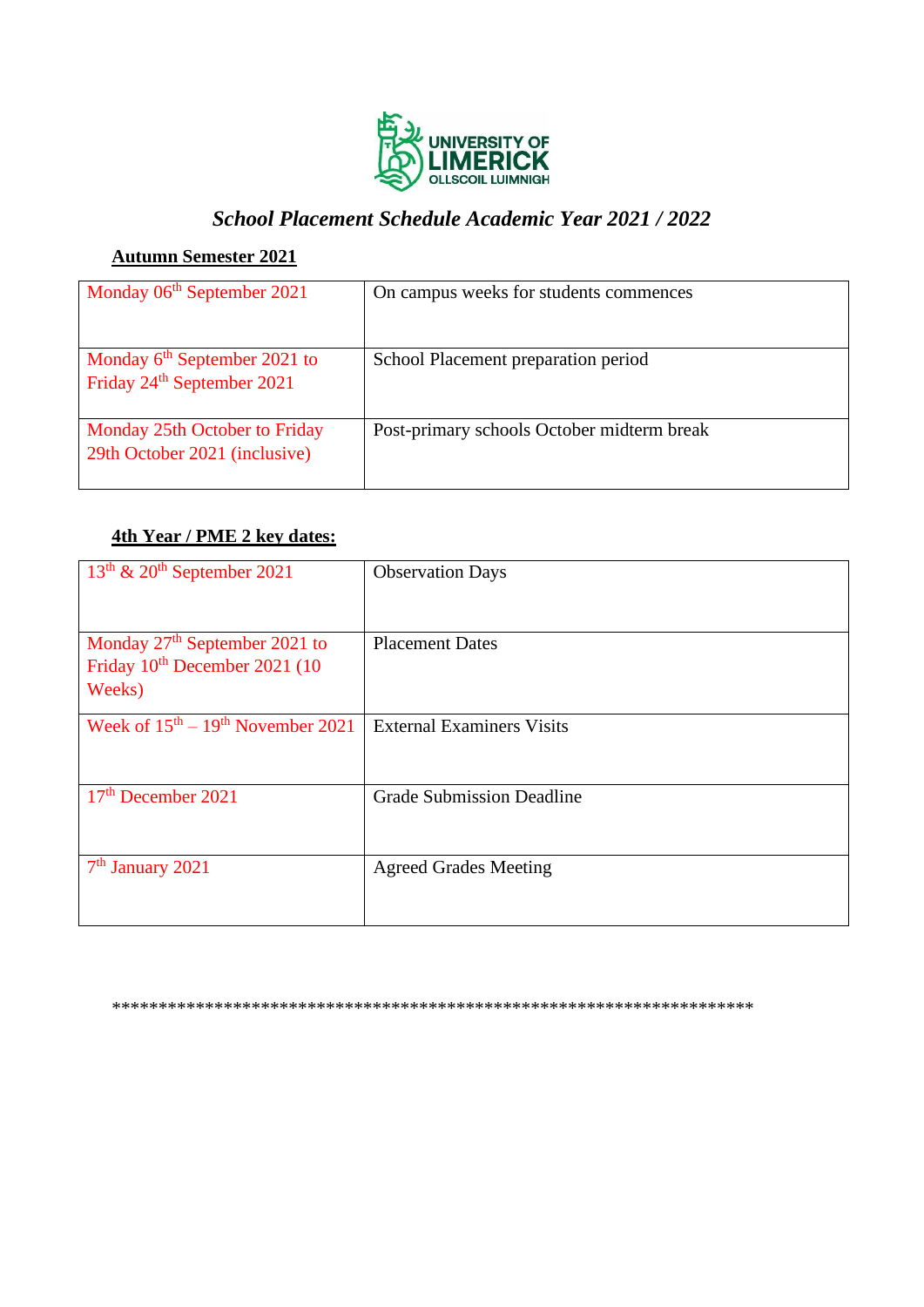UNIVERSITY OF LIMERICK
OLLSCOIL LUIMNIGH

# *School Placement Schedule Academic Year 2021 / 2022*

## Autumn Semester 2021

| | |
|---|---|
| Monday 06th September 2021 | On campus weeks for students commences |
| Monday 6th September 2021 to Friday 24th September 2021 | School Placement preparation period |
| Monday 25th October to Friday 29th October 2021 (inclusive) | Post-primary schools October midterm break |

## 4th Year / PME 2 key dates:

| | |
|---|---|
| 13th & 20th September 2021 | Observation Days |
| Monday 27th September 2021 to Friday 10th December 2021 (10 Weeks) | Placement Dates |
| Week of 15th – 19th November 2021 | External Examiners Visits |
| 17th December 2021 | Grade Submission Deadline |
| 7th January 2021 | Agreed Grades Meeting |

**********************************************************************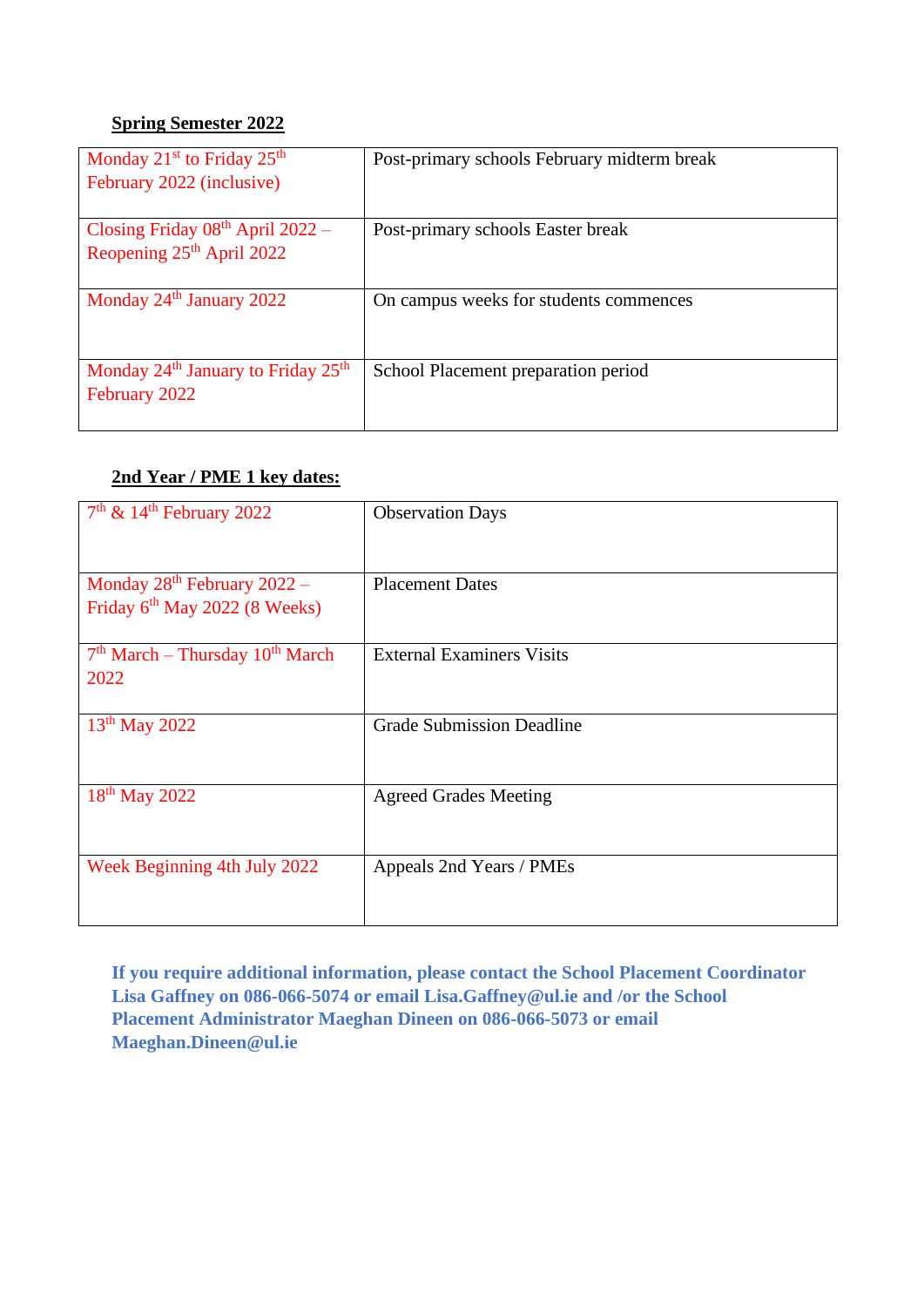**Spring Semester 2022**

| | |
|---|---|
| Monday 21st to Friday 25th February 2022 (inclusive) | Post-primary schools February midterm break |
| Closing Friday 08th April 2022 – Reopening 25th April 2022 | Post-primary schools Easter break |
| Monday 24th January 2022 | On campus weeks for students commences |
| Monday 24th January to Friday 25th February 2022 | School Placement preparation period |

**2nd Year / PME 1 key dates:**

| | |
|---|---|
| 7th & 14th February 2022 | Observation Days |
| Monday 28th February 2022 – Friday 6th May 2022 (8 Weeks) | Placement Dates |
| 7th March – Thursday 10th March 2022 | External Examiners Visits |
| 13th May 2022 | Grade Submission Deadline |
| 18th May 2022 | Agreed Grades Meeting |
| Week Beginning 4th July 2022 | Appeals 2nd Years / PMEs |

**If you require additional information, please contact the School Placement Coordinator Lisa Gaffney on 086-066-5074 or email Lisa.Gaffney@ul.ie and /or the School Placement Administrator Maeghan Dineen on 086-066-5073 or email Maeghan.Dineen@ul.ie**